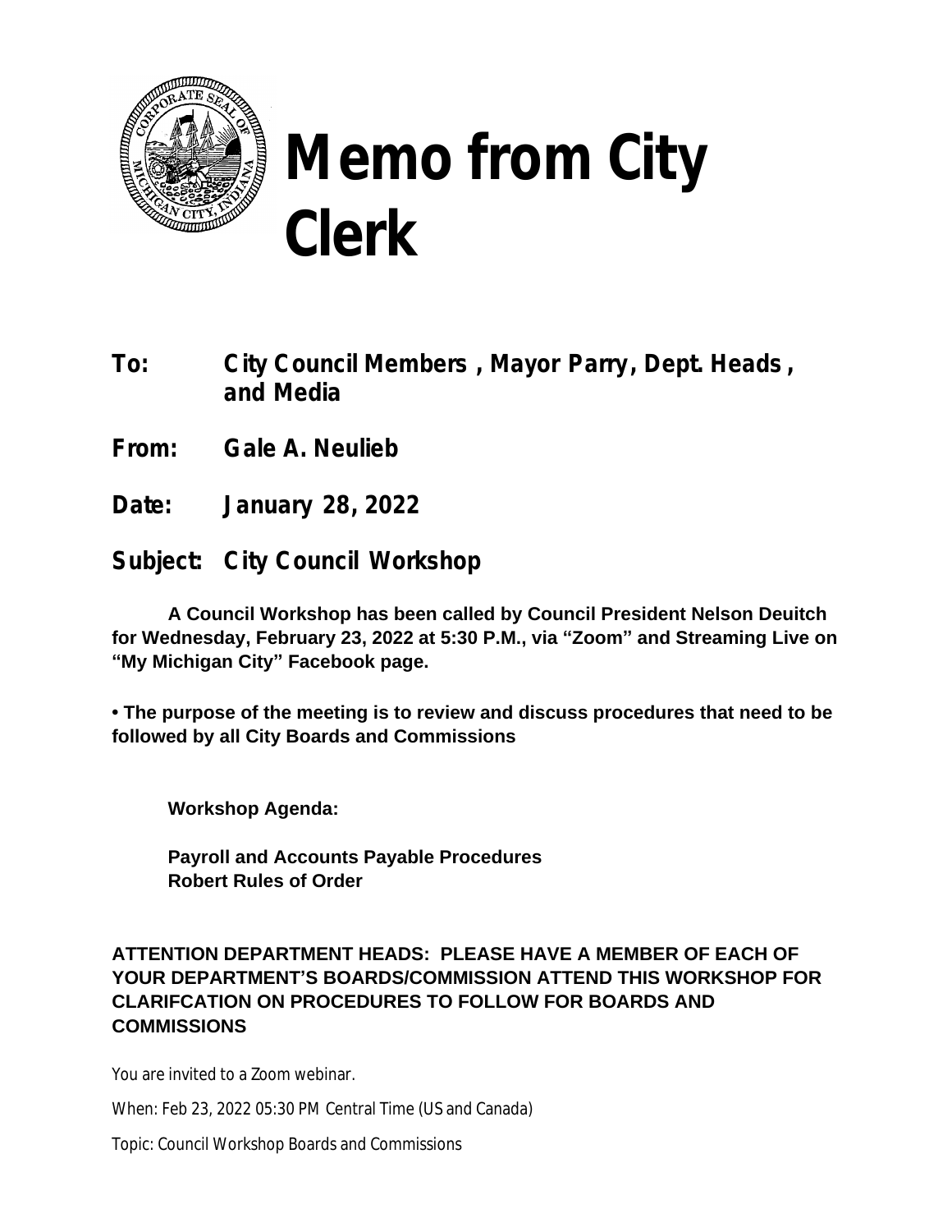# Memo from City Clerk

**To:** City Council Members , Mayor Parry, Dept. Heads , and Media

**From:** Gale A. Neulieb

**Date:** January 28, 2022

**Subject:** City Council Workshop

**A Council Workshop has been called by Council President Nelson Deuitch for Wednesday, February 23, 2022 at 5:30 P.M., via "Zoom" and Streaming Live on "My Michigan City" Facebook page.**

**• The purpose of the meeting is to review and discuss procedures that need to be followed by all City Boards and Commissions**

**Workshop Agenda:**

**Payroll and Accounts Payable Procedures**
**Robert Rules of Order**

**ATTENTION DEPARTMENT HEADS: PLEASE HAVE A MEMBER OF EACH OF YOUR DEPARTMENT'S BOARDS/COMMISSION ATTEND THIS WORKSHOP FOR CLARIFCATION ON PROCEDURES TO FOLLOW FOR BOARDS AND COMMISSIONS**

You are invited to a Zoom webinar.

When: Feb 23, 2022 05:30 PM Central Time (US and Canada)

Topic: Council Workshop Boards and Commissions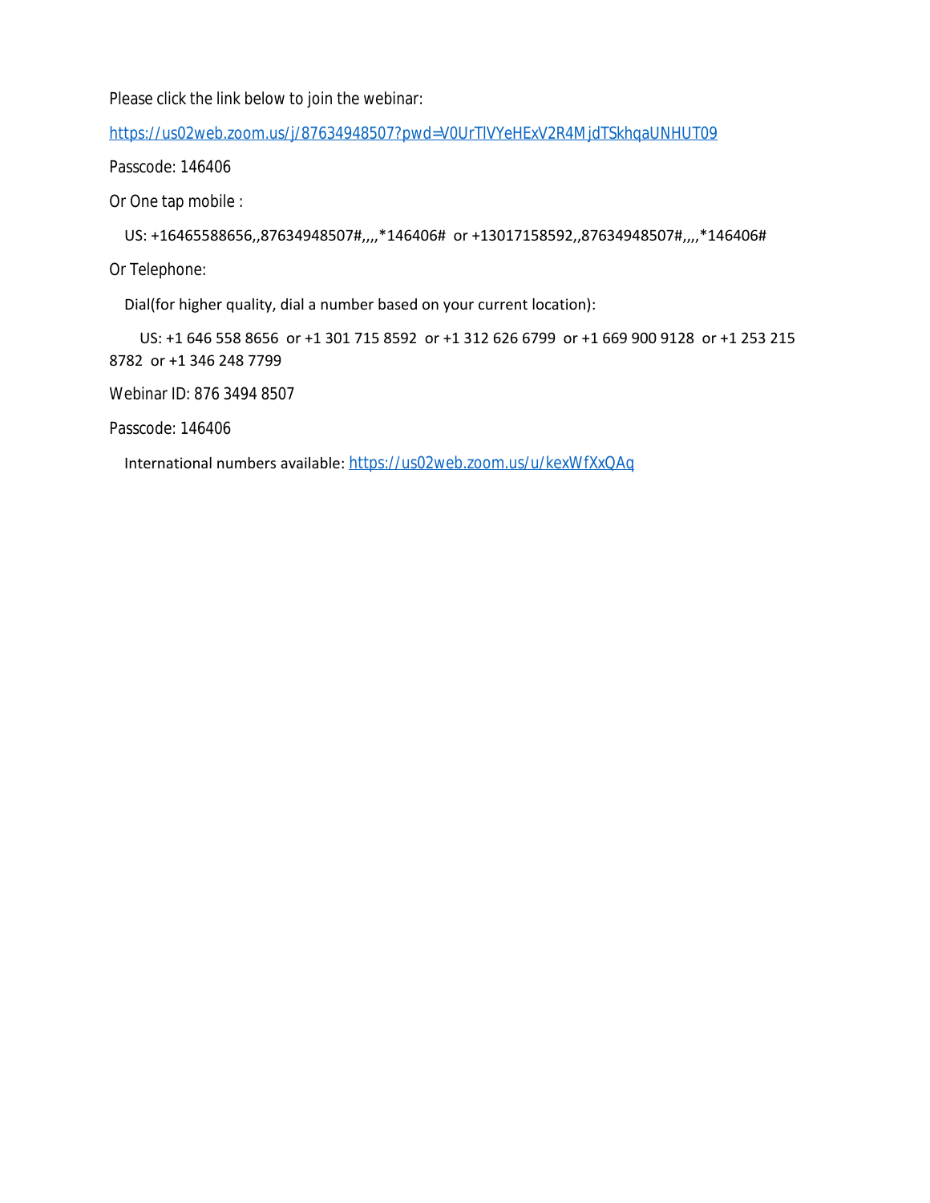Please click the link below to join the webinar:

https://us02web.zoom.us/j/87634948507?pwd=V0UrTlVYeHExV2R4MjdTSkhqaUNHUT09

Passcode: 146406

Or One tap mobile :

US: +16465588656,,87634948507#,,,,*146406# or +13017158592,,87634948507#,,,,*146406#

Or Telephone:

Dial(for higher quality, dial a number based on your current location):

US: +1 646 558 8656 or +1 301 715 8592 or +1 312 626 6799 or +1 669 900 9128 or +1 253 215 8782 or +1 346 248 7799

Webinar ID: 876 3494 8507

Passcode: 146406

International numbers available: https://us02web.zoom.us/u/kexWfXxQAq